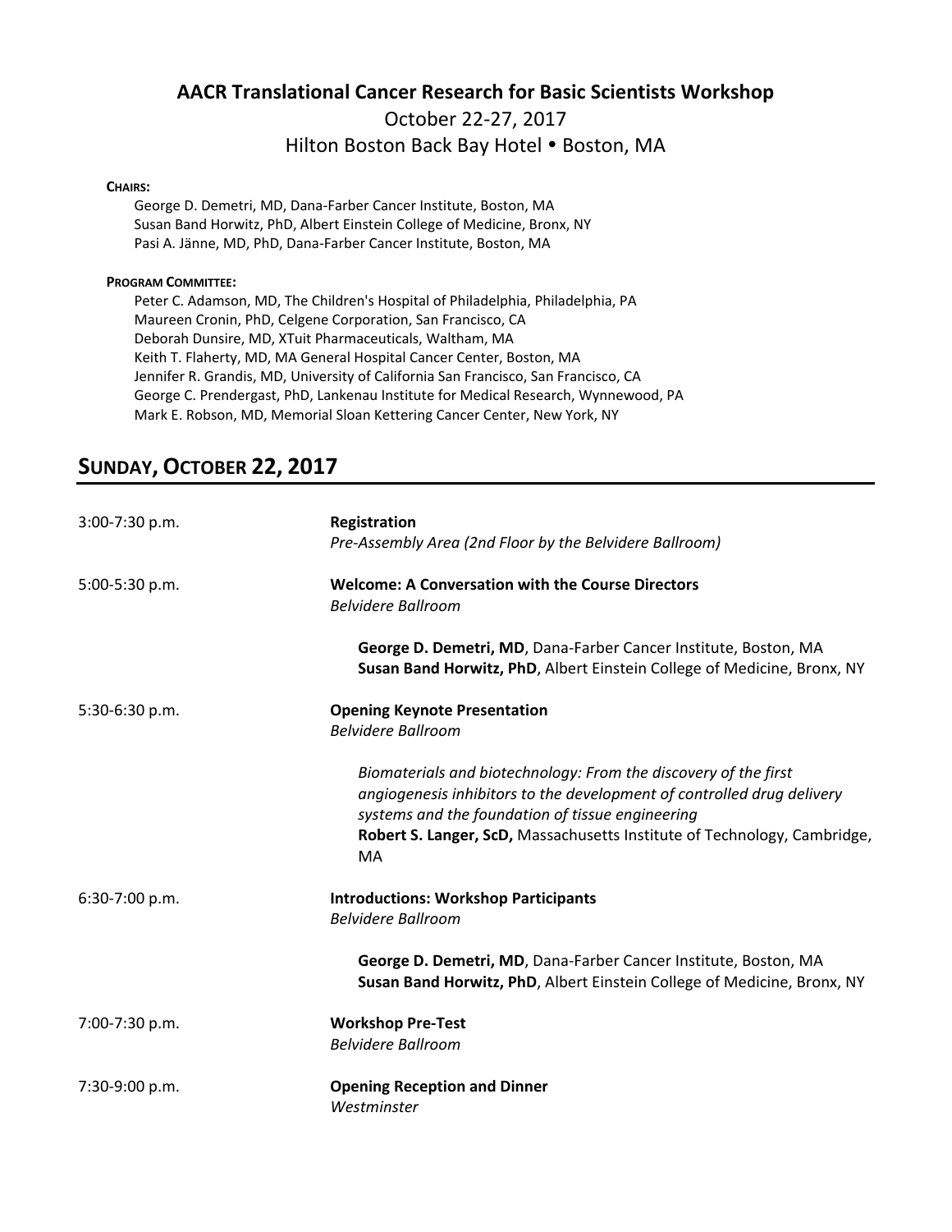# AACR Translational Cancer Research for Basic Scientists Workshop

October 22-27, 2017

Hilton Boston Back Bay Hotel • Boston, MA

**CHAIRS:**

George D. Demetri, MD, Dana-Farber Cancer Institute, Boston, MA
Susan Band Horwitz, PhD, Albert Einstein College of Medicine, Bronx, NY
Pasi A. Jänne, MD, PhD, Dana-Farber Cancer Institute, Boston, MA

**PROGRAM COMMITTEE:**

Peter C. Adamson, MD, The Children's Hospital of Philadelphia, Philadelphia, PA
Maureen Cronin, PhD, Celgene Corporation, San Francisco, CA
Deborah Dunsire, MD, XTuit Pharmaceuticals, Waltham, MA
Keith T. Flaherty, MD, MA General Hospital Cancer Center, Boston, MA
Jennifer R. Grandis, MD, University of California San Francisco, San Francisco, CA
George C. Prendergast, PhD, Lankenau Institute for Medical Research, Wynnewood, PA
Mark E. Robson, MD, Memorial Sloan Kettering Cancer Center, New York, NY

## SUNDAY, OCTOBER 22, 2017

3:00-7:30 p.m. **Registration**
*Pre-Assembly Area (2nd Floor by the Belvidere Ballroom)*

5:00-5:30 p.m. **Welcome: A Conversation with the Course Directors**
*Belvidere Ballroom*

**George D. Demetri, MD**, Dana-Farber Cancer Institute, Boston, MA
**Susan Band Horwitz, PhD**, Albert Einstein College of Medicine, Bronx, NY

5:30-6:30 p.m. **Opening Keynote Presentation**
*Belvidere Ballroom*

*Biomaterials and biotechnology: From the discovery of the first angiogenesis inhibitors to the development of controlled drug delivery systems and the foundation of tissue engineering*
**Robert S. Langer, ScD,** Massachusetts Institute of Technology, Cambridge, MA

6:30-7:00 p.m. **Introductions: Workshop Participants**
*Belvidere Ballroom*

**George D. Demetri, MD**, Dana-Farber Cancer Institute, Boston, MA
**Susan Band Horwitz, PhD**, Albert Einstein College of Medicine, Bronx, NY

7:00-7:30 p.m. **Workshop Pre-Test**
*Belvidere Ballroom*

7:30-9:00 p.m. **Opening Reception and Dinner**
*Westminster*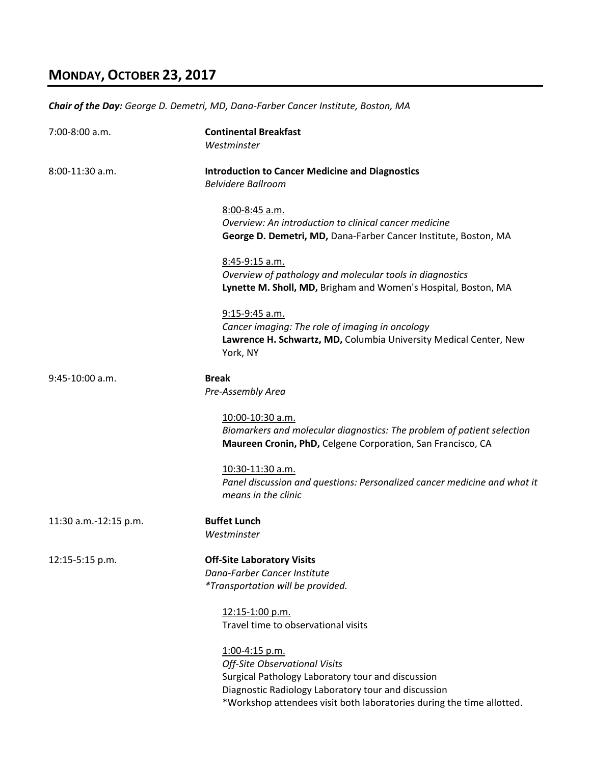## MONDAY, OCTOBER 23, 2017

***Chair of the Day:*** *George D. Demetri, MD, Dana-Farber Cancer Institute, Boston, MA*

7:00-8:00 a.m. — **Continental Breakfast**
*Westminster*

8:00-11:30 a.m. — **Introduction to Cancer Medicine and Diagnostics**
*Belvidere Ballroom*

> <u>8:00-8:45 a.m.</u>
> *Overview: An introduction to clinical cancer medicine*
> **George D. Demetri, MD,** Dana-Farber Cancer Institute, Boston, MA
>
> <u>8:45-9:15 a.m.</u>
> *Overview of pathology and molecular tools in diagnostics*
> **Lynette M. Sholl, MD,** Brigham and Women's Hospital, Boston, MA
>
> <u>9:15-9:45 a.m.</u>
> *Cancer imaging: The role of imaging in oncology*
> **Lawrence H. Schwartz, MD,** Columbia University Medical Center, New York, NY

9:45-10:00 a.m. — **Break**
*Pre-Assembly Area*

> <u>10:00-10:30 a.m.</u>
> *Biomarkers and molecular diagnostics: The problem of patient selection*
> **Maureen Cronin, PhD,** Celgene Corporation, San Francisco, CA
>
> <u>10:30-11:30 a.m.</u>
> *Panel discussion and questions: Personalized cancer medicine and what it means in the clinic*

11:30 a.m.-12:15 p.m. — **Buffet Lunch**
*Westminster*

12:15-5:15 p.m. — **Off-Site Laboratory Visits**
*Dana-Farber Cancer Institute*
**Transportation will be provided.*

> <u>12:15-1:00 p.m.</u>
> Travel time to observational visits
>
> <u>1:00-4:15 p.m.</u>
> *Off-Site Observational Visits*
> Surgical Pathology Laboratory tour and discussion
> Diagnostic Radiology Laboratory tour and discussion
> *Workshop attendees visit both laboratories during the time allotted.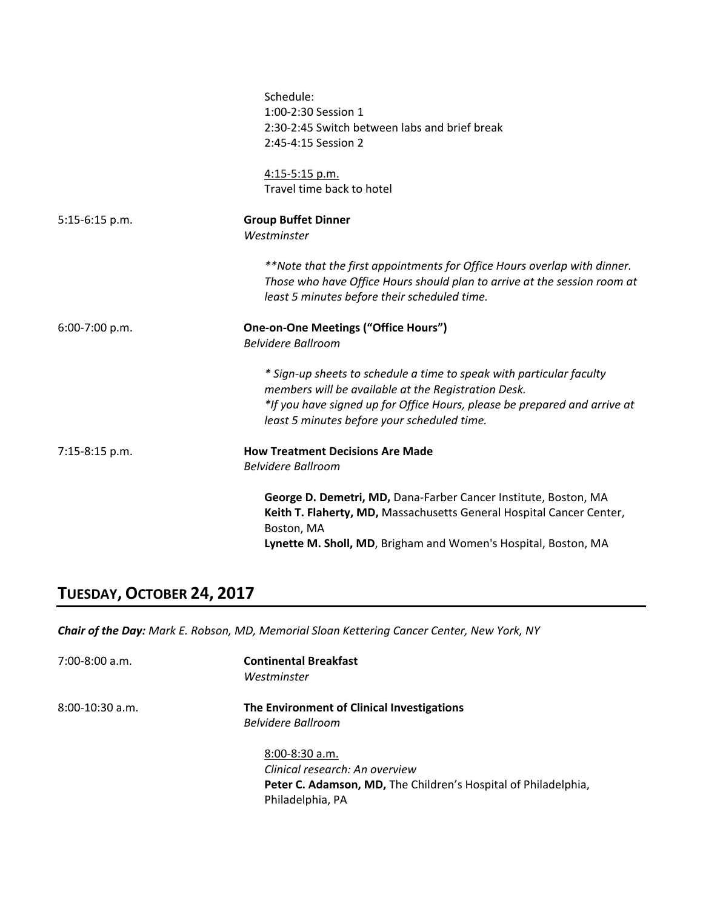Schedule:
1:00-2:30 Session 1
2:30-2:45 Switch between labs and brief break
2:45-4:15 Session 2

4:15-5:15 p.m.
Travel time back to hotel

5:15-6:15 p.m. **Group Buffet Dinner**
*Westminster*

*\*\*Note that the first appointments for Office Hours overlap with dinner. Those who have Office Hours should plan to arrive at the session room at least 5 minutes before their scheduled time.*

6:00-7:00 p.m. **One-on-One Meetings ("Office Hours")**
*Belvidere Ballroom*

*\* Sign-up sheets to schedule a time to speak with particular faculty members will be available at the Registration Desk.*
*\*If you have signed up for Office Hours, please be prepared and arrive at least 5 minutes before your scheduled time.*

7:15-8:15 p.m. **How Treatment Decisions Are Made**
*Belvidere Ballroom*

**George D. Demetri, MD,** Dana-Farber Cancer Institute, Boston, MA
**Keith T. Flaherty, MD,** Massachusetts General Hospital Cancer Center, Boston, MA
**Lynette M. Sholl, MD**, Brigham and Women's Hospital, Boston, MA

## TUESDAY, OCTOBER 24, 2017

***Chair of the Day:*** *Mark E. Robson, MD, Memorial Sloan Kettering Cancer Center, New York, NY*

7:00-8:00 a.m. **Continental Breakfast**
*Westminster*

8:00-10:30 a.m. **The Environment of Clinical Investigations**
*Belvidere Ballroom*

8:00-8:30 a.m.
*Clinical research: An overview*
**Peter C. Adamson, MD,** The Children's Hospital of Philadelphia, Philadelphia, PA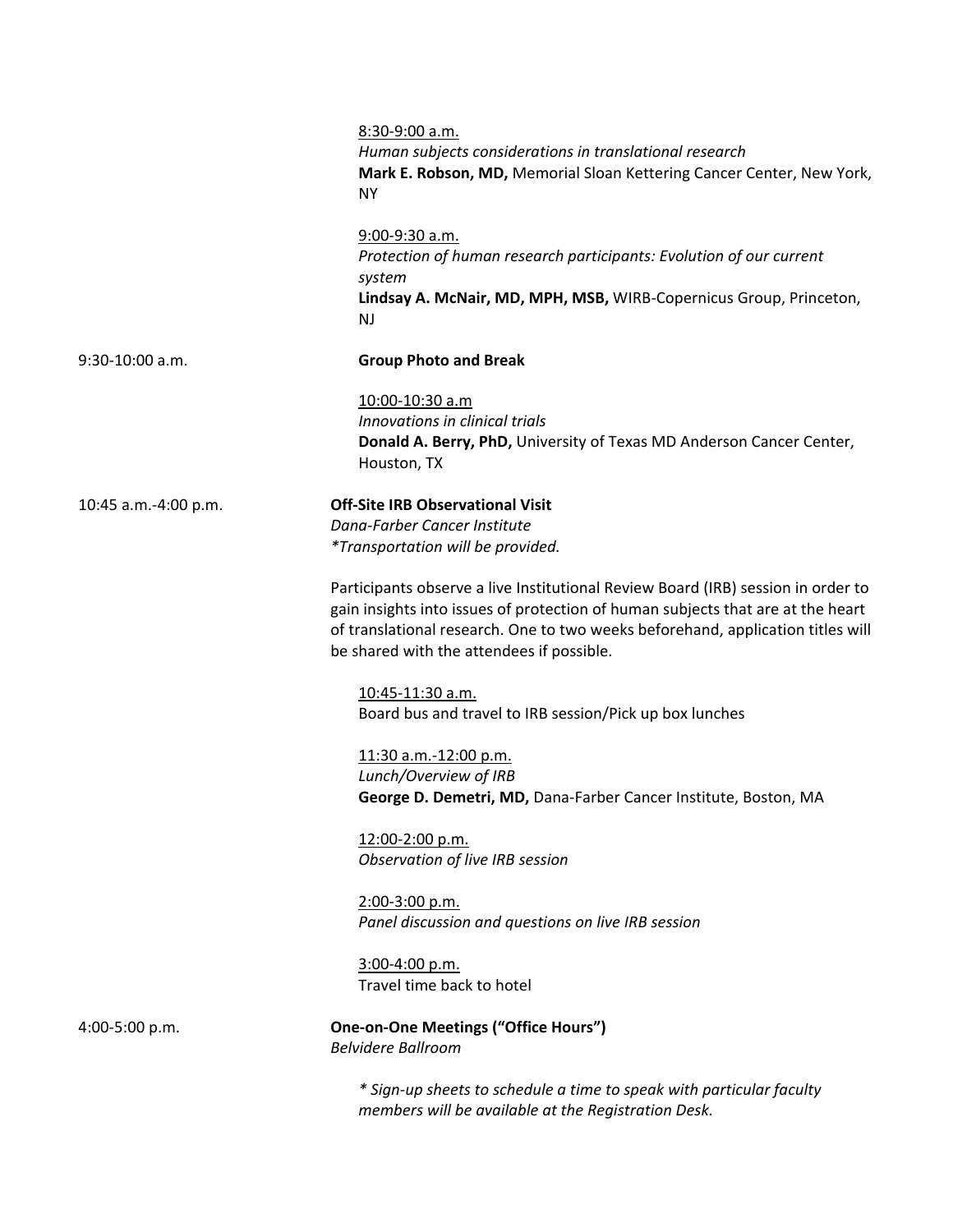8:30-9:00 a.m.
*Human subjects considerations in translational research*
**Mark E. Robson, MD,** Memorial Sloan Kettering Cancer Center, New York, NY

9:00-9:30 a.m.
*Protection of human research participants: Evolution of our current system*
**Lindsay A. McNair, MD, MPH, MSB,** WIRB-Copernicus Group, Princeton, NJ

9:30-10:00 a.m. **Group Photo and Break**

10:00-10:30 a.m
*Innovations in clinical trials*
**Donald A. Berry, PhD,** University of Texas MD Anderson Cancer Center, Houston, TX

10:45 a.m.-4:00 p.m. **Off-Site IRB Observational Visit**
*Dana-Farber Cancer Institute*
*\*Transportation will be provided.*

Participants observe a live Institutional Review Board (IRB) session in order to gain insights into issues of protection of human subjects that are at the heart of translational research. One to two weeks beforehand, application titles will be shared with the attendees if possible.

10:45-11:30 a.m.
Board bus and travel to IRB session/Pick up box lunches

11:30 a.m.-12:00 p.m.
*Lunch/Overview of IRB*
**George D. Demetri, MD,** Dana-Farber Cancer Institute, Boston, MA

12:00-2:00 p.m.
*Observation of live IRB session*

2:00-3:00 p.m.
*Panel discussion and questions on live IRB session*

3:00-4:00 p.m.
Travel time back to hotel

4:00-5:00 p.m. **One-on-One Meetings ("Office Hours")**
*Belvidere Ballroom*

*\* Sign-up sheets to schedule a time to speak with particular faculty members will be available at the Registration Desk.*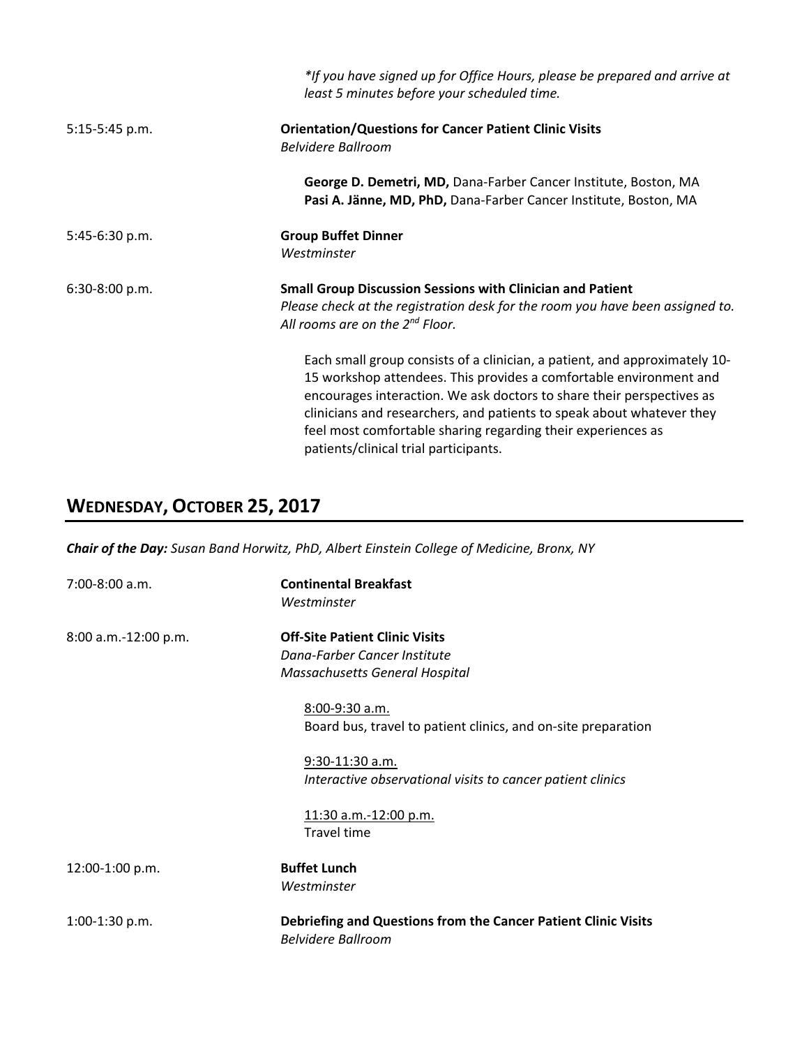*\*If you have signed up for Office Hours, please be prepared and arrive at least 5 minutes before your scheduled time.*

5:15-5:45 p.m. **Orientation/Questions for Cancer Patient Clinic Visits**
*Belvidere Ballroom*

**George D. Demetri, MD,** Dana-Farber Cancer Institute, Boston, MA
**Pasi A. Jänne, MD, PhD,** Dana-Farber Cancer Institute, Boston, MA

5:45-6:30 p.m. **Group Buffet Dinner**
*Westminster*

6:30-8:00 p.m. **Small Group Discussion Sessions with Clinician and Patient**
*Please check at the registration desk for the room you have been assigned to. All rooms are on the 2nd Floor.*

Each small group consists of a clinician, a patient, and approximately 10-15 workshop attendees. This provides a comfortable environment and encourages interaction. We ask doctors to share their perspectives as clinicians and researchers, and patients to speak about whatever they feel most comfortable sharing regarding their experiences as patients/clinical trial participants.

## WEDNESDAY, OCTOBER 25, 2017

***Chair of the Day:*** *Susan Band Horwitz, PhD, Albert Einstein College of Medicine, Bronx, NY*

7:00-8:00 a.m. **Continental Breakfast**
*Westminster*

8:00 a.m.-12:00 p.m. **Off-Site Patient Clinic Visits**
*Dana-Farber Cancer Institute*
*Massachusetts General Hospital*

8:00-9:30 a.m.
Board bus, travel to patient clinics, and on-site preparation

9:30-11:30 a.m.
*Interactive observational visits to cancer patient clinics*

11:30 a.m.-12:00 p.m.
Travel time

12:00-1:00 p.m. **Buffet Lunch**
*Westminster*

1:00-1:30 p.m. **Debriefing and Questions from the Cancer Patient Clinic Visits**
*Belvidere Ballroom*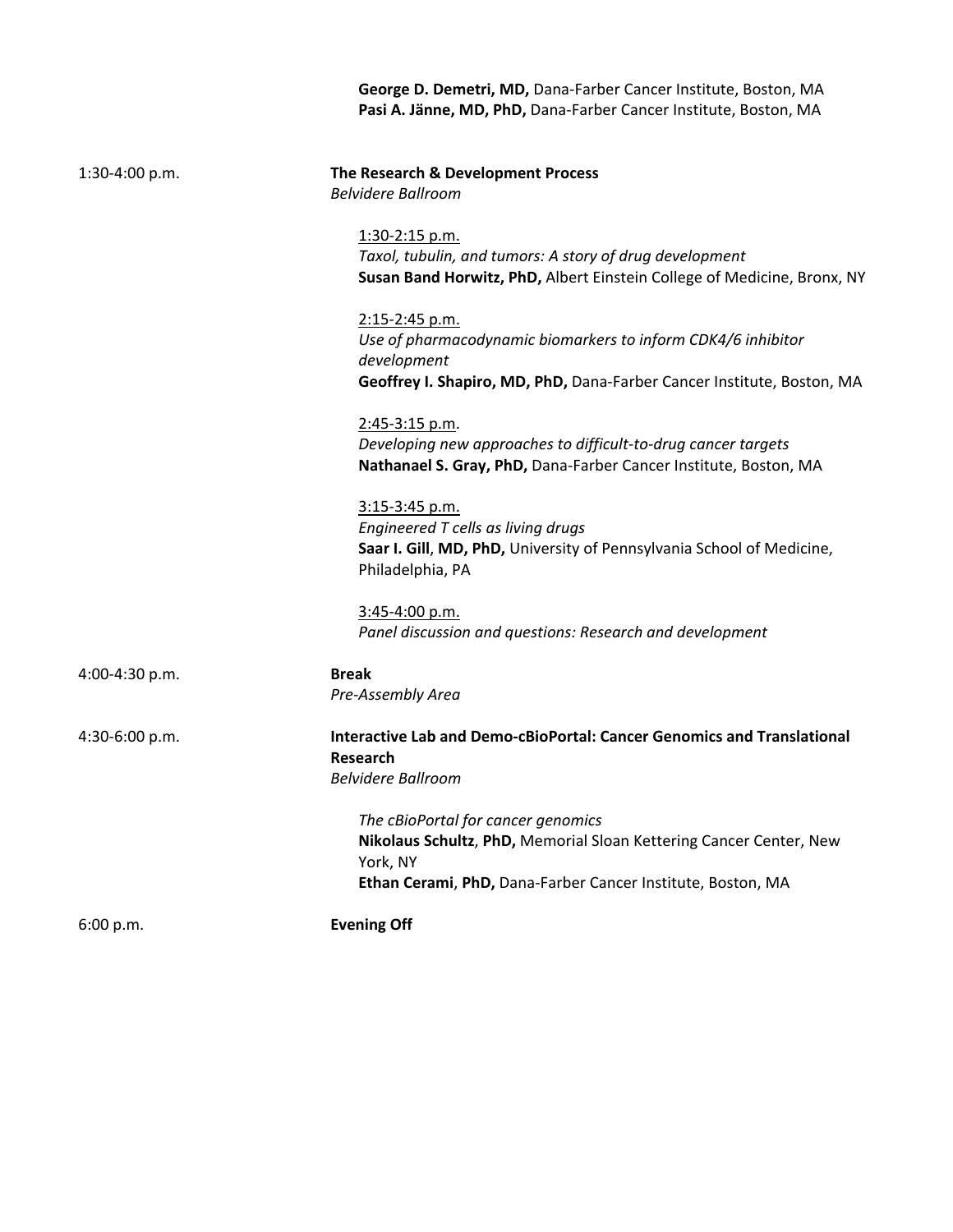**George D. Demetri, MD,** Dana-Farber Cancer Institute, Boston, MA
**Pasi A. Jänne, MD, PhD,** Dana-Farber Cancer Institute, Boston, MA

1:30-4:00 p.m. **The Research & Development Process**
*Belvidere Ballroom*

1:30-2:15 p.m.
*Taxol, tubulin, and tumors: A story of drug development*
**Susan Band Horwitz, PhD,** Albert Einstein College of Medicine, Bronx, NY

2:15-2:45 p.m.
*Use of pharmacodynamic biomarkers to inform CDK4/6 inhibitor development*
**Geoffrey I. Shapiro, MD, PhD,** Dana-Farber Cancer Institute, Boston, MA

2:45-3:15 p.m.
*Developing new approaches to difficult-to-drug cancer targets*
**Nathanael S. Gray, PhD,** Dana-Farber Cancer Institute, Boston, MA

3:15-3:45 p.m.
*Engineered T cells as living drugs*
**Saar I. Gill**, **MD, PhD,** University of Pennsylvania School of Medicine, Philadelphia, PA

3:45-4:00 p.m.
*Panel discussion and questions: Research and development*

4:00-4:30 p.m. **Break**
*Pre-Assembly Area*

4:30-6:00 p.m. **Interactive Lab and Demo-cBioPortal: Cancer Genomics and Translational Research**
*Belvidere Ballroom*

*The cBioPortal for cancer genomics*
**Nikolaus Schultz**, **PhD,** Memorial Sloan Kettering Cancer Center, New York, NY
**Ethan Cerami**, **PhD,** Dana-Farber Cancer Institute, Boston, MA

6:00 p.m. **Evening Off**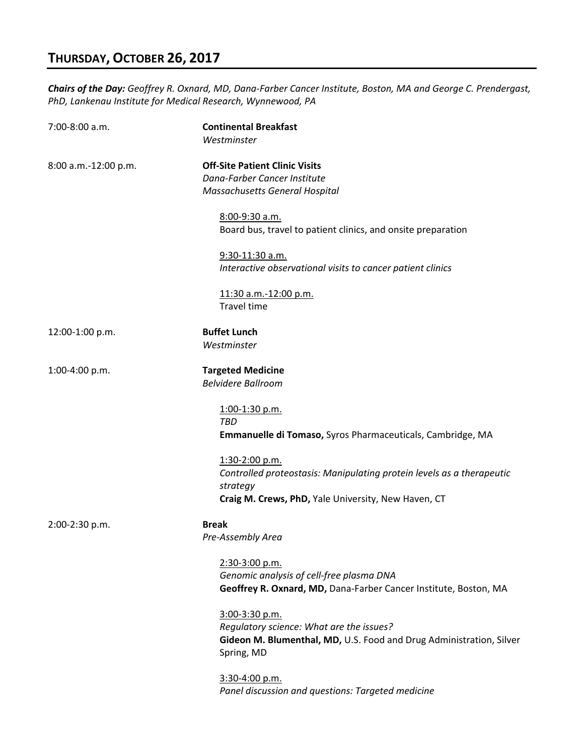## THURSDAY, OCTOBER 26, 2017

***Chairs of the Day:*** *Geoffrey R. Oxnard, MD, Dana-Farber Cancer Institute, Boston, MA and George C. Prendergast, PhD, Lankenau Institute for Medical Research, Wynnewood, PA*

7:00-8:00 a.m. **Continental Breakfast**
*Westminster*

8:00 a.m.-12:00 p.m. **Off-Site Patient Clinic Visits**
*Dana-Farber Cancer Institute*
*Massachusetts General Hospital*

8:00-9:30 a.m.
Board bus, travel to patient clinics, and onsite preparation

9:30-11:30 a.m.
*Interactive observational visits to cancer patient clinics*

11:30 a.m.-12:00 p.m.
Travel time

12:00-1:00 p.m. **Buffet Lunch**
*Westminster*

1:00-4:00 p.m. **Targeted Medicine**
*Belvidere Ballroom*

1:00-1:30 p.m.
*TBD*
**Emmanuelle di Tomaso,** Syros Pharmaceuticals, Cambridge, MA

1:30-2:00 p.m.
*Controlled proteostasis: Manipulating protein levels as a therapeutic strategy*
**Craig M. Crews, PhD,** Yale University, New Haven, CT

2:00-2:30 p.m. **Break**
*Pre-Assembly Area*

2:30-3:00 p.m.
*Genomic analysis of cell-free plasma DNA*
**Geoffrey R. Oxnard, MD,** Dana-Farber Cancer Institute, Boston, MA

3:00-3:30 p.m.
*Regulatory science: What are the issues?*
**Gideon M. Blumenthal, MD,** U.S. Food and Drug Administration, Silver Spring, MD

3:30-4:00 p.m.
*Panel discussion and questions: Targeted medicine*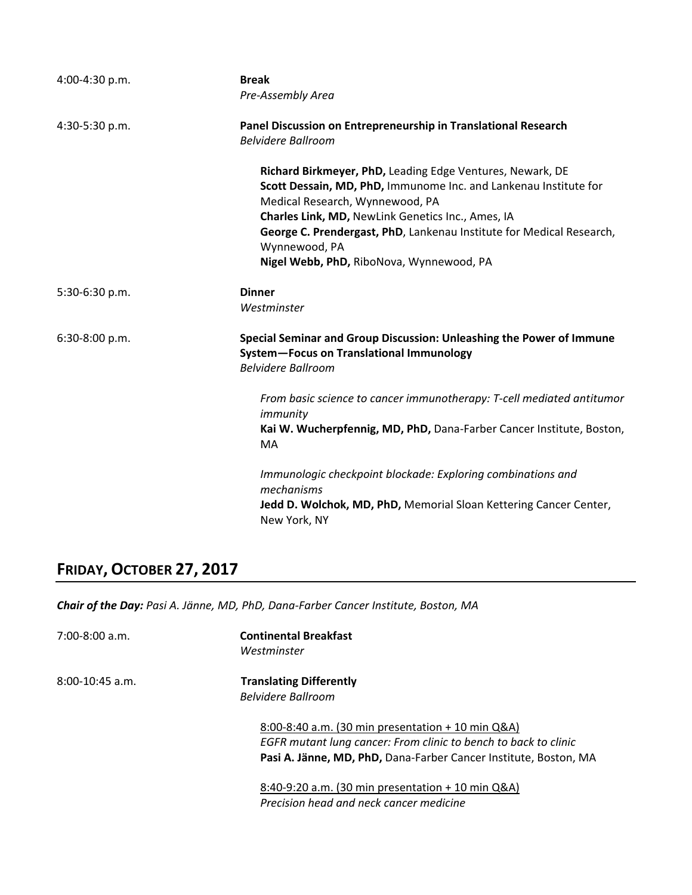4:00-4:30 p.m. **Break**
*Pre-Assembly Area*

4:30-5:30 p.m. **Panel Discussion on Entrepreneurship in Translational Research**
*Belvidere Ballroom*

> **Richard Birkmeyer, PhD,** Leading Edge Ventures, Newark, DE
> **Scott Dessain, MD, PhD,** Immunome Inc. and Lankenau Institute for Medical Research, Wynnewood, PA
> **Charles Link, MD,** NewLink Genetics Inc., Ames, IA
> **George C. Prendergast, PhD**, Lankenau Institute for Medical Research, Wynnewood, PA
> **Nigel Webb, PhD,** RiboNova, Wynnewood, PA

5:30-6:30 p.m. **Dinner**
*Westminster*

6:30-8:00 p.m. **Special Seminar and Group Discussion: Unleashing the Power of Immune System—Focus on Translational Immunology**
*Belvidere Ballroom*

> *From basic science to cancer immunotherapy: T-cell mediated antitumor immunity*
> **Kai W. Wucherpfennig, MD, PhD,** Dana-Farber Cancer Institute, Boston, MA
>
> *Immunologic checkpoint blockade: Exploring combinations and mechanisms*
> **Jedd D. Wolchok, MD, PhD,** Memorial Sloan Kettering Cancer Center, New York, NY

## FRIDAY, OCTOBER 27, 2017

***Chair of the Day:*** *Pasi A. Jänne, MD, PhD, Dana-Farber Cancer Institute, Boston, MA*

7:00-8:00 a.m. **Continental Breakfast**
*Westminster*

8:00-10:45 a.m. **Translating Differently**
*Belvidere Ballroom*

> 8:00-8:40 a.m. (30 min presentation + 10 min Q&A)
> *EGFR mutant lung cancer: From clinic to bench to back to clinic*
> **Pasi A. Jänne, MD, PhD,** Dana-Farber Cancer Institute, Boston, MA
>
> 8:40-9:20 a.m. (30 min presentation + 10 min Q&A)
> *Precision head and neck cancer medicine*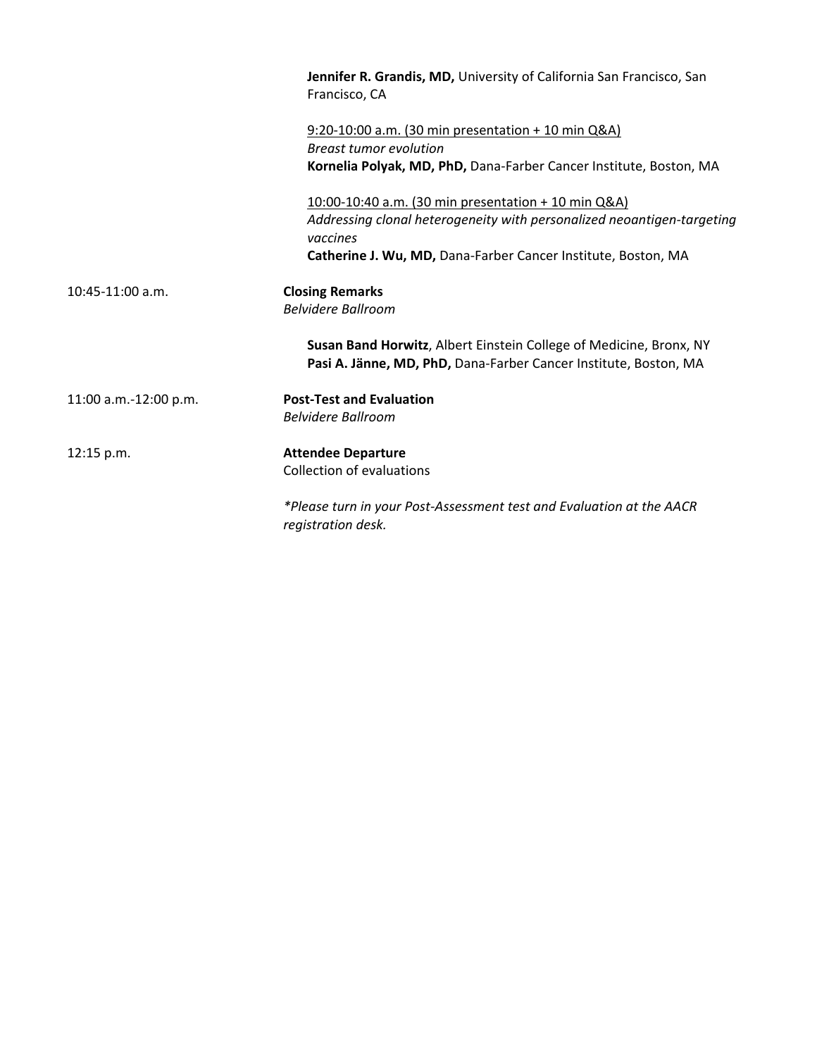**Jennifer R. Grandis, MD,** University of California San Francisco, San Francisco, CA

9:20-10:00 a.m. (30 min presentation + 10 min Q&A)
*Breast tumor evolution*
**Kornelia Polyak, MD, PhD,** Dana-Farber Cancer Institute, Boston, MA

10:00-10:40 a.m. (30 min presentation + 10 min Q&A)
*Addressing clonal heterogeneity with personalized neoantigen-targeting vaccines*
**Catherine J. Wu, MD,** Dana-Farber Cancer Institute, Boston, MA

10:45-11:00 a.m. **Closing Remarks**
*Belvidere Ballroom*

**Susan Band Horwitz**, Albert Einstein College of Medicine, Bronx, NY
**Pasi A. Jänne, MD, PhD,** Dana-Farber Cancer Institute, Boston, MA

11:00 a.m.-12:00 p.m. **Post-Test and Evaluation**
*Belvidere Ballroom*

12:15 p.m. **Attendee Departure**
Collection of evaluations

**Please turn in your Post-Assessment test and Evaluation at the AACR registration desk.*